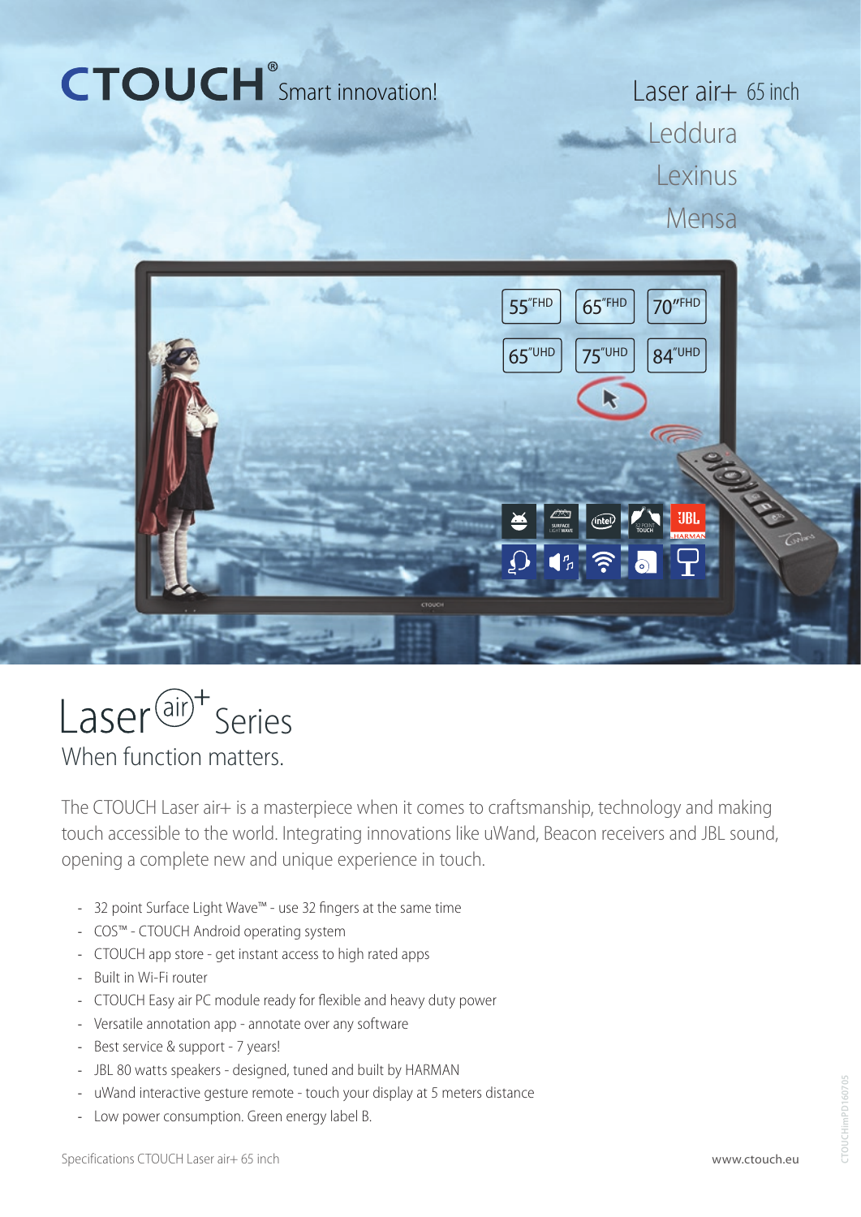CTOUCH® Smart innovation!

Laser air+ 65 inch
Leddura
Lexinus
Mensa

55"FHD 65"FHD 70"FHD
65"UHD 75"UHD 84"UHD

# Laser air+ Series

## When function matters.

The CTOUCH Laser air+ is a masterpiece when it comes to craftsmanship, technology and making touch accessible to the world. Integrating innovations like uWand, Beacon receivers and JBL sound, opening a complete new and unique experience in touch.

- 32 point Surface Light Wave™ - use 32 fingers at the same time
- COS™ - CTOUCH Android operating system
- CTOUCH app store - get instant access to high rated apps
- Built in Wi-Fi router
- CTOUCH Easy air PC module ready for flexible and heavy duty power
- Versatile annotation app - annotate over any software
- Best service & support - 7 years!
- JBL 80 watts speakers - designed, tuned and built by HARMAN
- uWand interactive gesture remote - touch your display at 5 meters distance
- Low power consumption. Green energy label B.

Specifications CTOUCH Laser air+ 65 inch

www.ctouch.eu

CTOUCHimPD160705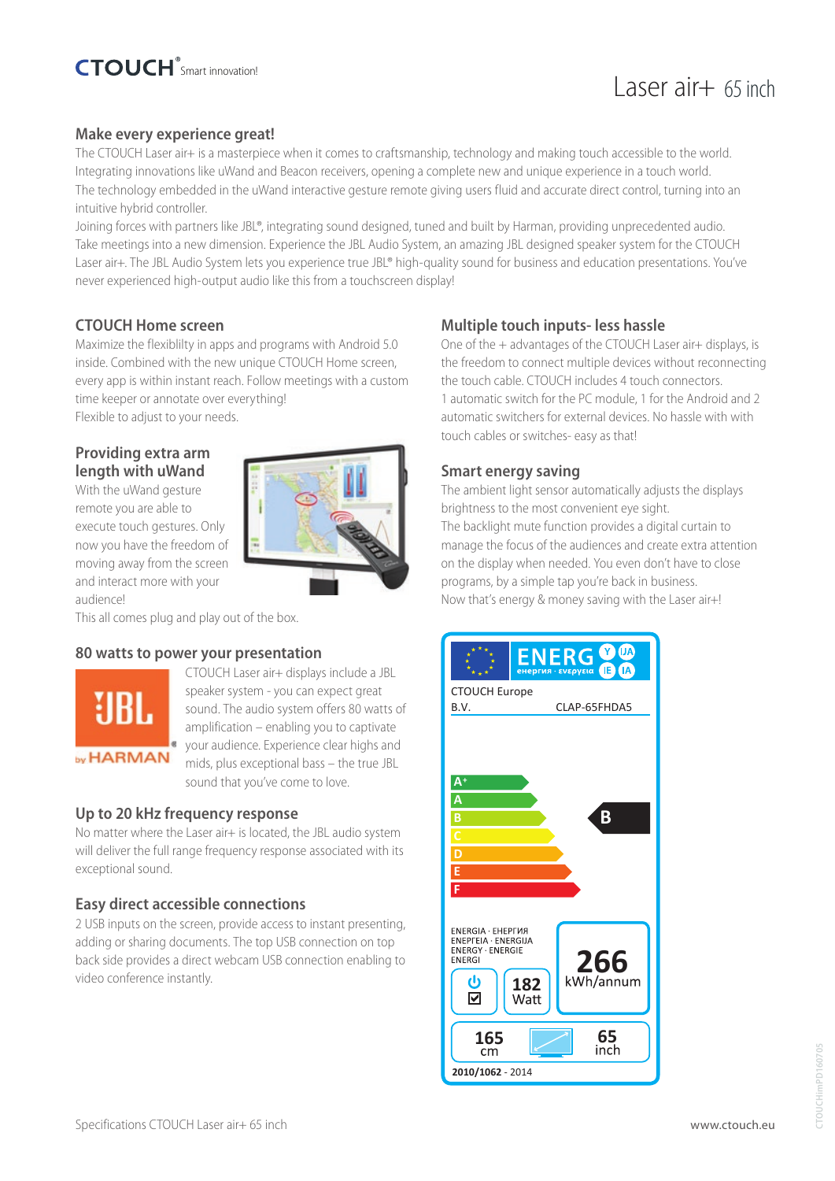# Laser air+ 65 inch

## Make every experience great!

The CTOUCH Laser air+ is a masterpiece when it comes to craftsmanship, technology and making touch accessible to the world. Integrating innovations like uWand and Beacon receivers, opening a complete new and unique experience in a touch world. The technology embedded in the uWand interactive gesture remote giving users fluid and accurate direct control, turning into an intuitive hybrid controller.

Joining forces with partners like JBL®, integrating sound designed, tuned and built by Harman, providing unprecedented audio. Take meetings into a new dimension. Experience the JBL Audio System, an amazing JBL designed speaker system for the CTOUCH Laser air+. The JBL Audio System lets you experience true JBL® high-quality sound for business and education presentations. You've never experienced high-output audio like this from a touchscreen display!

## CTOUCH Home screen

Maximize the flexiblilty in apps and programs with Android 5.0 inside. Combined with the new unique CTOUCH Home screen, every app is within instant reach. Follow meetings with a custom time keeper or annotate over everything!
Flexible to adjust to your needs.

## Providing extra arm length with uWand

With the uWand gesture remote you are able to execute touch gestures. Only now you have the freedom of moving away from the screen and interact more with your audience!
This all comes plug and play out of the box.

## 80 watts to power your presentation

CTOUCH Laser air+ displays include a JBL speaker system - you can expect great sound. The audio system offers 80 watts of amplification – enabling you to captivate your audience. Experience clear highs and mids, plus exceptional bass – the true JBL sound that you've come to love.

## Up to 20 kHz frequency response

No matter where the Laser air+ is located, the JBL audio system will deliver the full range frequency response associated with its exceptional sound.

## Easy direct accessible connections

2 USB inputs on the screen, provide access to instant presenting, adding or sharing documents. The top USB connection on top back side provides a direct webcam USB connection enabling to video conference instantly.

## Multiple touch inputs- less hassle

One of the + advantages of the CTOUCH Laser air+ displays, is the freedom to connect multiple devices without reconnecting the touch cable. CTOUCH includes 4 touch connectors.
1 automatic switch for the PC module, 1 for the Android and 2 automatic switchers for external devices. No hassle with with touch cables or switches- easy as that!

## Smart energy saving

The ambient light sensor automatically adjusts the displays brightness to the most convenient eye sight.
The backlight mute function provides a digital curtain to manage the focus of the audiences and create extra attention on the display when needed. You even don't have to close programs, by a simple tap you're back in business.
Now that's energy & money saving with the Laser air+!

ENERG Y IJA IE IA
енергия · ενεργεια

CTOUCH Europe B.V. CLAP-65FHDA5

A+ / A / B / C / D / E / F — Energy class: **B**

ENERGIA · ЕНЕРГИЯ · ΕΝΕΡΓΕΙΑ · ENERGIJA · ENERGY · ENERGIE · ENERGI

**266** kWh/annum

**182** Watt

**165** cm — **65** inch

**2010/1062** - 2014

Specifications CTOUCH Laser air+ 65 inch

www.ctouch.eu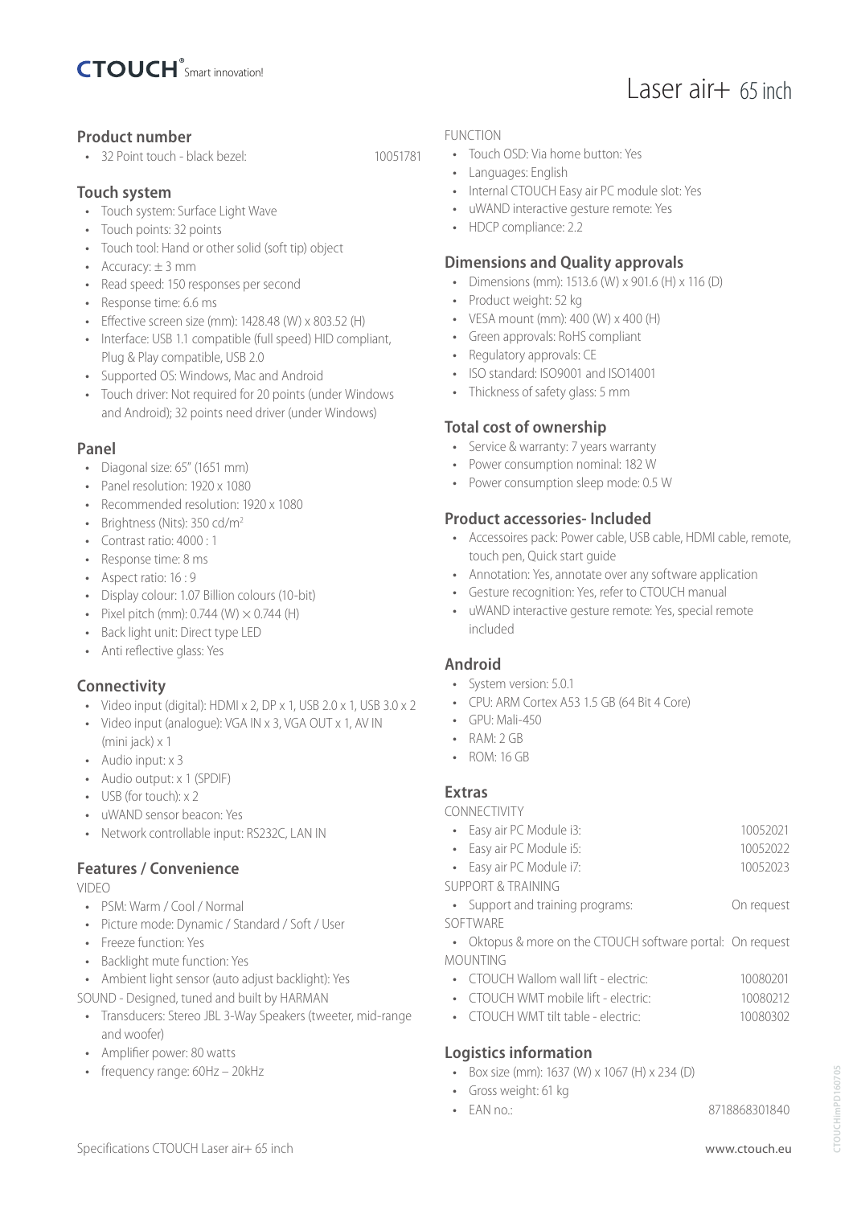# Laser air+ 65 inch

## Product number

- 32 Point touch - black bezel: 10051781

## Touch system

- Touch system: Surface Light Wave
- Touch points: 32 points
- Touch tool: Hand or other solid (soft tip) object
- Accuracy: ± 3 mm
- Read speed: 150 responses per second
- Response time: 6.6 ms
- Effective screen size (mm): 1428.48 (W) x 803.52 (H)
- Interface: USB 1.1 compatible (full speed) HID compliant, Plug & Play compatible, USB 2.0
- Supported OS: Windows, Mac and Android
- Touch driver: Not required for 20 points (under Windows and Android); 32 points need driver (under Windows)

## Panel

- Diagonal size: 65" (1651 mm)
- Panel resolution: 1920 x 1080
- Recommended resolution: 1920 x 1080
- Brightness (Nits): 350 cd/m²
- Contrast ratio: 4000 : 1
- Response time: 8 ms
- Aspect ratio: 16 : 9
- Display colour: 1.07 Billion colours (10-bit)
- Pixel pitch (mm): 0.744 (W) × 0.744 (H)
- Back light unit: Direct type LED
- Anti reflective glass: Yes

## Connectivity

- Video input (digital): HDMI x 2, DP x 1, USB 2.0 x 1, USB 3.0 x 2
- Video input (analogue): VGA IN x 3, VGA OUT x 1, AV IN (mini jack) x 1
- Audio input: x 3
- Audio output: x 1 (SPDIF)
- USB (for touch): x 2
- uWAND sensor beacon: Yes
- Network controllable input: RS232C, LAN IN

## Features / Convenience

VIDEO

- PSM: Warm / Cool / Normal
- Picture mode: Dynamic / Standard / Soft / User
- Freeze function: Yes
- Backlight mute function: Yes
- Ambient light sensor (auto adjust backlight): Yes

SOUND - Designed, tuned and built by HARMAN

- Transducers: Stereo JBL 3-Way Speakers (tweeter, mid-range and woofer)
- Amplifier power: 80 watts
- frequency range: 60Hz – 20kHz

FUNCTION

- Touch OSD: Via home button: Yes
- Languages: English
- Internal CTOUCH Easy air PC module slot: Yes
- uWAND interactive gesture remote: Yes
- HDCP compliance: 2.2

## Dimensions and Quality approvals

- Dimensions (mm): 1513.6 (W) x 901.6 (H) x 116 (D)
- Product weight: 52 kg
- VESA mount (mm): 400 (W) x 400 (H)
- Green approvals: RoHS compliant
- Regulatory approvals: CE
- ISO standard: ISO9001 and ISO14001
- Thickness of safety glass: 5 mm

## Total cost of ownership

- Service & warranty: 7 years warranty
- Power consumption nominal: 182 W
- Power consumption sleep mode: 0.5 W

## Product accessories- Included

- Accessoires pack: Power cable, USB cable, HDMI cable, remote, touch pen, Quick start guide
- Annotation: Yes, annotate over any software application
- Gesture recognition: Yes, refer to CTOUCH manual
- uWAND interactive gesture remote: Yes, special remote included

## Android

- System version: 5.0.1
- CPU: ARM Cortex A53 1.5 GB (64 Bit 4 Core)
- GPU: Mali-450
- RAM: 2 GB
- ROM: 16 GB

## Extras

CONNECTIVITY

- Easy air PC Module i3: 10052021
- Easy air PC Module i5: 10052022
- Easy air PC Module i7: 10052023

SUPPORT & TRAINING

- Support and training programs: On request

SOFTWARE

- Oktopus & more on the CTOUCH software portal: On request

MOUNTING

- CTOUCH Wallom wall lift - electric: 10080201
- CTOUCH WMT mobile lift - electric: 10080212
- CTOUCH WMT tilt table - electric: 10080302

## Logistics information

- Box size (mm): 1637 (W) x 1067 (H) x 234 (D)
- Gross weight: 61 kg
- EAN no.: 8718868301840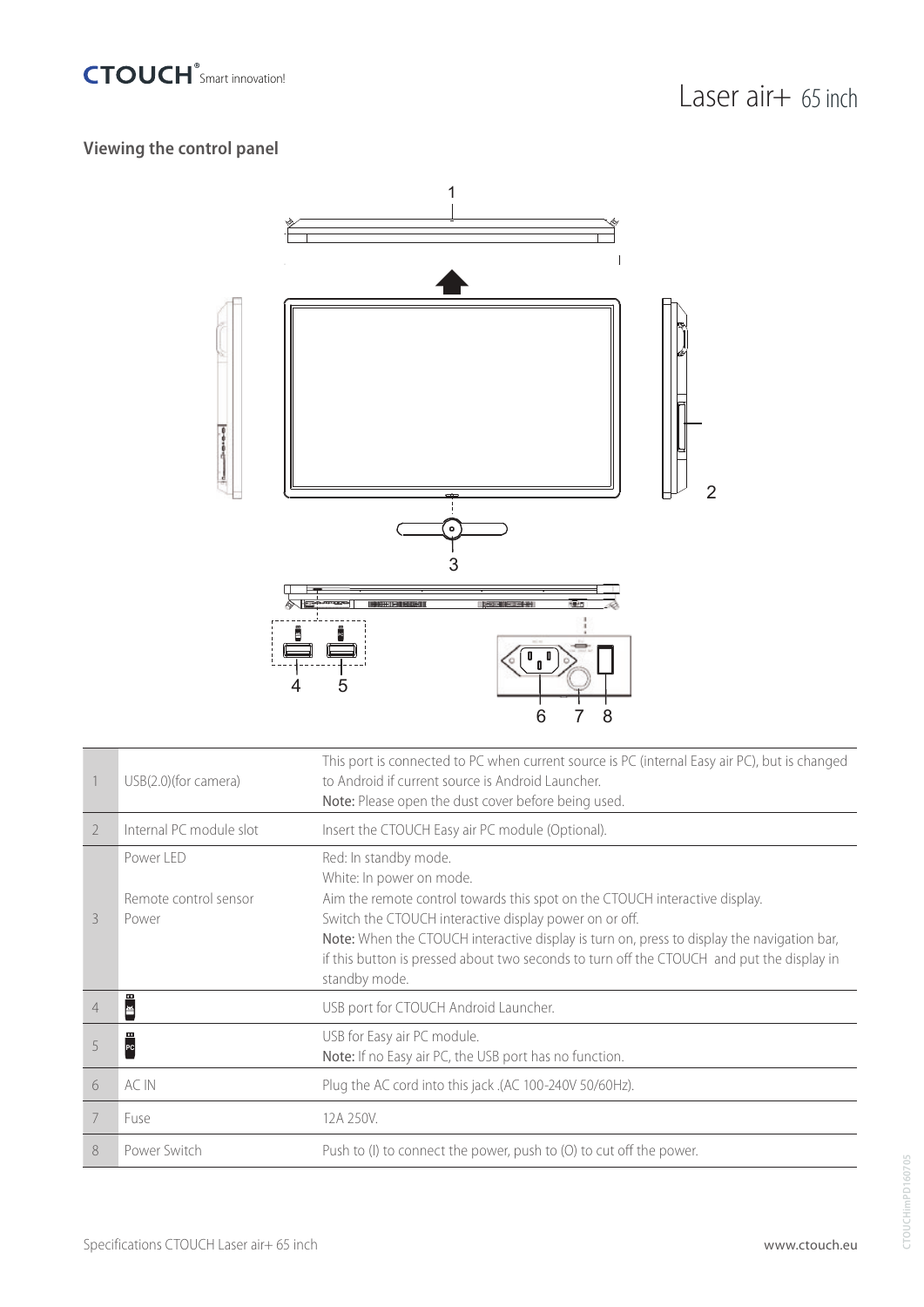## Viewing the control panel

| | | |
|---|---|---|
| 1 | USB(2.0)(for camera) | This port is connected to PC when current source is PC (internal Easy air PC), but is changed to Android if current source is Android Launcher.<br>**Note:** Please open the dust cover before being used. |
| 2 | Internal PC module slot | Insert the CTOUCH Easy air PC module (Optional). |
| 3 | Power LED<br><br>Remote control sensor<br>Power | Red: In standby mode.<br>White: In power on mode.<br>Aim the remote control towards this spot on the CTOUCH interactive display.<br>Switch the CTOUCH interactive display power on or off.<br>**Note:** When the CTOUCH interactive display is turn on, press to display the navigation bar, if this button is pressed about two seconds to turn off the CTOUCH and put the display in standby mode. |
| 4 | | USB port for CTOUCH Android Launcher. |
| 5 | PC | USB for Easy air PC module.<br>**Note:** If no Easy air PC, the USB port has no function. |
| 6 | AC IN | Plug the AC cord into this jack .(AC 100-240V 50/60Hz). |
| 7 | Fuse | 12A 250V. |
| 8 | Power Switch | Push to (I) to connect the power, push to (O) to cut off the power. |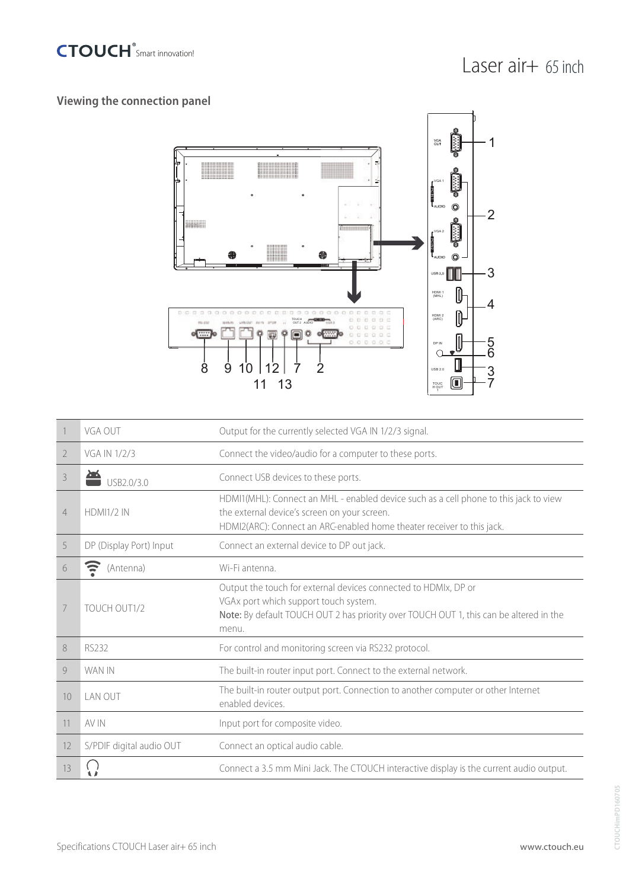## Viewing the connection panel

| | | |
|---|---|---|
| 1 | VGA OUT | Output for the currently selected VGA IN 1/2/3 signal. |
| 2 | VGA IN 1/2/3 | Connect the video/audio for a computer to these ports. |
| 3 | USB2.0/3.0 | Connect USB devices to these ports. |
| 4 | HDMI1/2 IN | HDMI1(MHL): Connect an MHL - enabled device such as a cell phone to this jack to view the external device's screen on your screen.<br>HDMI2(ARC): Connect an ARC-enabled home theater receiver to this jack. |
| 5 | DP (Display Port) Input | Connect an external device to DP out jack. |
| 6 | (Antenna) | Wi-Fi antenna. |
| 7 | TOUCH OUT1/2 | Output the touch for external devices connected to HDMIx, DP or VGAx port which support touch system.<br>**Note:** By default TOUCH OUT 2 has priority over TOUCH OUT 1, this can be altered in the menu. |
| 8 | RS232 | For control and monitoring screen via RS232 protocol. |
| 9 | WAN IN | The built-in router input port. Connect to the external network. |
| 10 | LAN OUT | The built-in router output port. Connection to another computer or other Internet enabled devices. |
| 11 | AV IN | Input port for composite video. |
| 12 | S/PDIF digital audio OUT | Connect an optical audio cable. |
| 13 | | Connect a 3.5 mm Mini Jack. The CTOUCH interactive display is the current audio output. |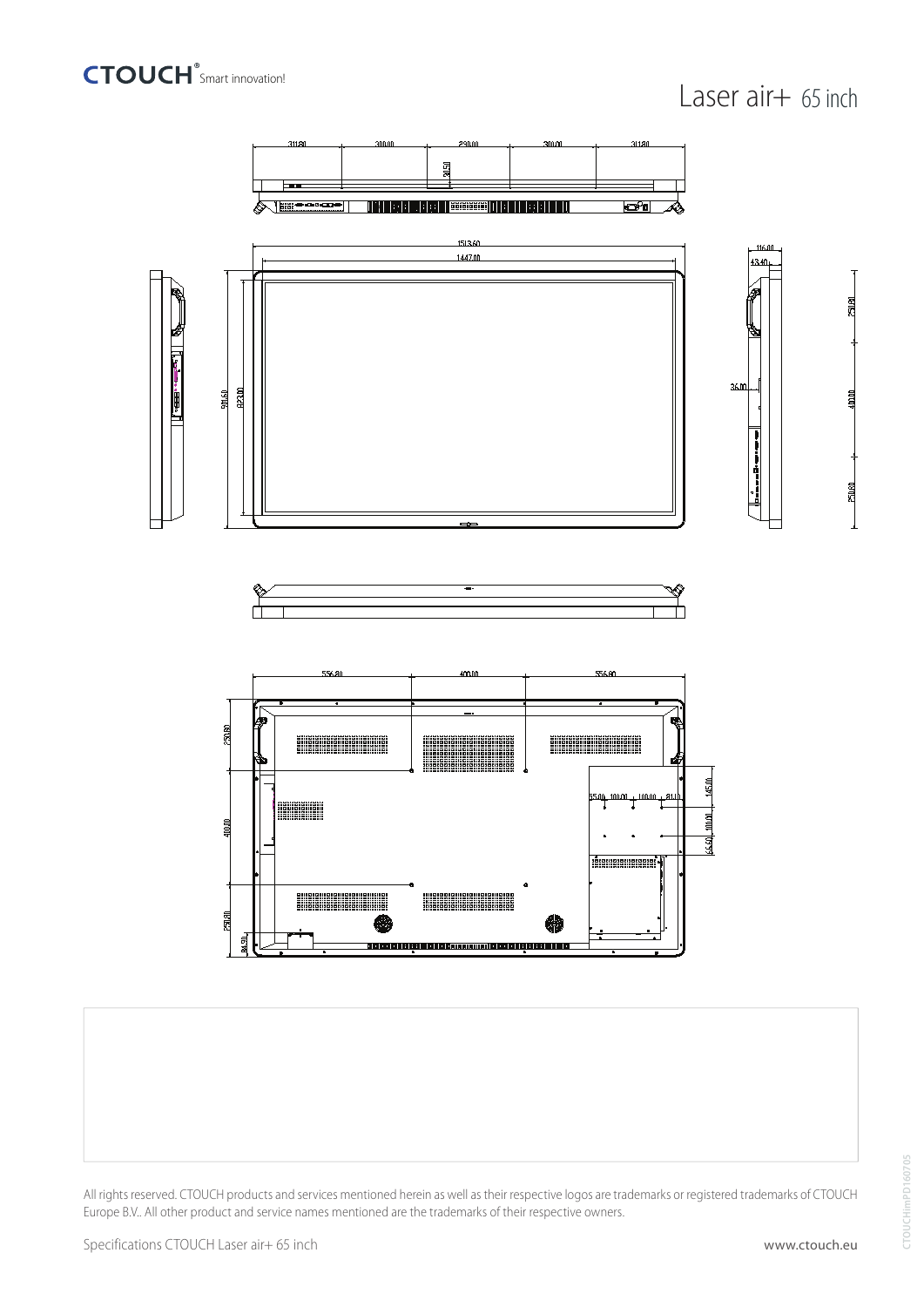# Laser air+ 65 inch

311.80
300.00
290.00
300.00
311.80
30.50

1513.60
1447.00

116.00
43.40

908.60
823.00

36.00

250.80
400.00
250.80

556.80
400.00
556.80

250.80
400.00
250.80
84.50

55.00
100.00
100.00
81.10
145.00
100.00
64.60

All rights reserved. CTOUCH products and services mentioned herein as well as their respective logos are trademarks or registered trademarks of CTOUCH Europe B.V.. All other product and service names mentioned are the trademarks of their respective owners.